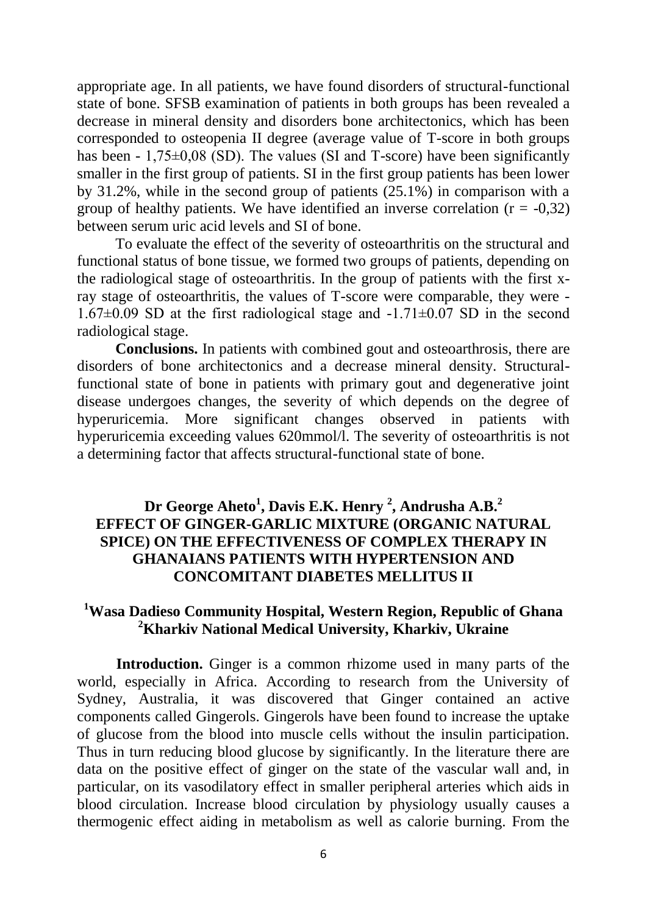appropriate age. In all patients, we have found disorders of structural-functional state of bone. SFSB examination of patients in both groups has been revealed a decrease in mineral density and disorders bone architectonics, which has been corresponded to osteopenia II degree (average value of T-score in both groups has been - 1,75±0,08 (SD). The values (SI and T-score) have been significantly smaller in the first group of patients. SI in the first group patients has been lower by 31.2%, while in the second group of patients (25.1%) in comparison with a group of healthy patients. We have identified an inverse correlation ($r = -0,32$) between serum uric acid levels and SI of bone.

To evaluate the effect of the severity of osteoarthritis on the structural and functional status of bone tissue, we formed two groups of patients, depending on the radiological stage of osteoarthritis. In the group of patients with the first x-ray stage of osteoarthritis, the values of T-score were comparable, they were - 1.67±0.09 SD at the first radiological stage and -1.71±0.07 SD in the second radiological stage.

**Conclusions.** In patients with combined gout and osteoarthrosis, there are disorders of bone architectonics and a decrease mineral density. Structural-functional state of bone in patients with primary gout and degenerative joint disease undergoes changes, the severity of which depends on the degree of hyperuricemia. More significant changes observed in patients with hyperuricemia exceeding values 620mmol/l. The severity of osteoarthritis is not a determining factor that affects structural-functional state of bone.

## Dr George Aheto[1], Davis E.K. Henry [2], Andrusha A.B.[2]

## EFFECT OF GINGER-GARLIC MIXTURE (ORGANIC NATURAL SPICE) ON THE EFFECTIVENESS OF COMPLEX THERAPY IN GHANAIANS PATIENTS WITH HYPERTENSION AND CONCOMITANT DIABETES MELLITUS II

**[1]Wasa Dadieso Community Hospital, Western Region, Republic of Ghana**
**[2]Kharkiv National Medical University, Kharkiv, Ukraine**

**Introduction.** Ginger is a common rhizome used in many parts of the world, especially in Africa. According to research from the University of Sydney, Australia, it was discovered that Ginger contained an active components called Gingerols. Gingerols have been found to increase the uptake of glucose from the blood into muscle cells without the insulin participation. Thus in turn reducing blood glucose by significantly. In the literature there are data on the positive effect of ginger on the state of the vascular wall and, in particular, on its vasodilatory effect in smaller peripheral arteries which aids in blood circulation. Increase blood circulation by physiology usually causes a thermogenic effect aiding in metabolism as well as calorie burning. From the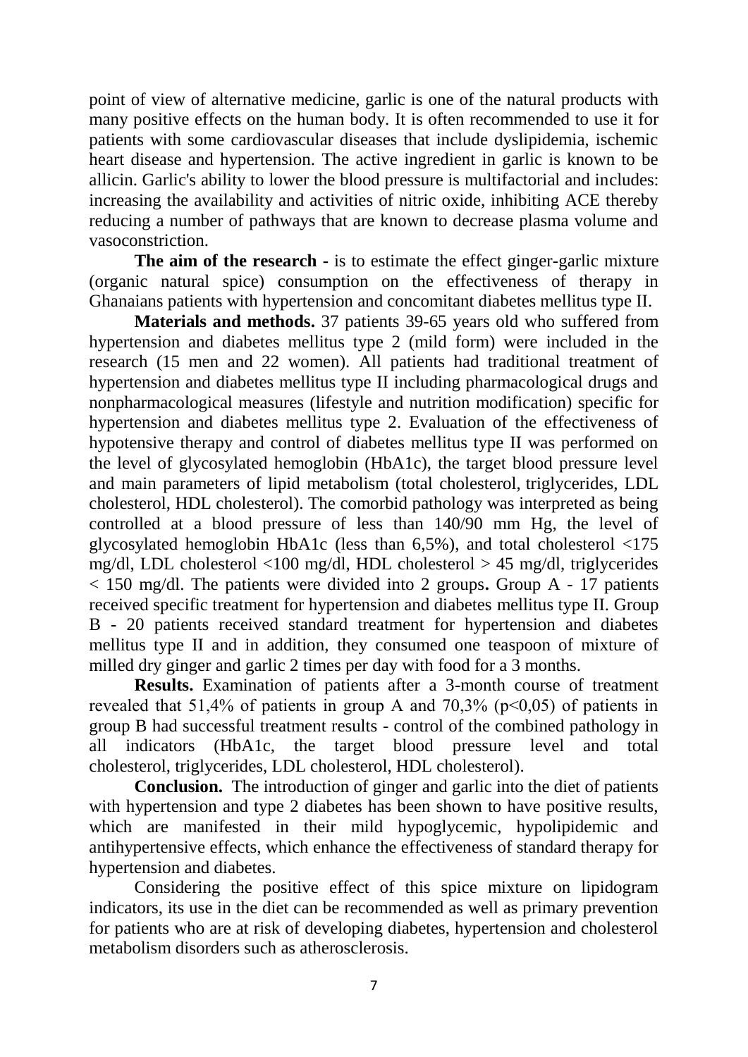point of view of alternative medicine, garlic is one of the natural products with many positive effects on the human body. It is often recommended to use it for patients with some cardiovascular diseases that include dyslipidemia, ischemic heart disease and hypertension. The active ingredient in garlic is known to be allicin. Garlic's ability to lower the blood pressure is multifactorial and includes: increasing the availability and activities of nitric oxide, inhibiting ACE thereby reducing a number of pathways that are known to decrease plasma volume and vasoconstriction.

**The aim of the research** - is to estimate the effect ginger-garlic mixture (organic natural spice) consumption on the effectiveness of therapy in Ghanaians patients with hypertension and concomitant diabetes mellitus type II.

**Materials and methods.** 37 patients 39-65 years old who suffered from hypertension and diabetes mellitus type 2 (mild form) were included in the research (15 men and 22 women). All patients had traditional treatment of hypertension and diabetes mellitus type II including pharmacological drugs and nonpharmacological measures (lifestyle and nutrition modification) specific for hypertension and diabetes mellitus type 2. Evaluation of the effectiveness of hypotensive therapy and control of diabetes mellitus type II was performed on the level of glycosylated hemoglobin (HbA1c), the target blood pressure level and main parameters of lipid metabolism (total cholesterol, triglycerides, LDL cholesterol, HDL cholesterol). The comorbid pathology was interpreted as being controlled at a blood pressure of less than 140/90 mm Hg, the level of glycosylated hemoglobin HbA1c (less than 6,5%), and total cholesterol <175 mg/dl, LDL cholesterol <100 mg/dl, HDL cholesterol > 45 mg/dl, triglycerides < 150 mg/dl. The patients were divided into 2 groups**.** Group A - 17 patients received specific treatment for hypertension and diabetes mellitus type II. Group B **-** 20 patients received standard treatment for hypertension and diabetes mellitus type II and in addition, they consumed one teaspoon of mixture of milled dry ginger and garlic 2 times per day with food for a 3 months.

**Results.** Examination of patients after a 3-month course of treatment revealed that 51,4% of patients in group A and 70,3% ($p<0,05$) of patients in group B had successful treatment results - control of the combined pathology in all indicators (HbA1c, the target blood pressure level and total cholesterol, triglycerides, LDL cholesterol, HDL cholesterol).

**Conclusion.** The introduction of ginger and garlic into the diet of patients with hypertension and type 2 diabetes has been shown to have positive results, which are manifested in their mild hypoglycemic, hypolipidemic and antihypertensive effects, which enhance the effectiveness of standard therapy for hypertension and diabetes.

Considering the positive effect of this spice mixture on lipidogram indicators, its use in the diet can be recommended as well as primary prevention for patients who are at risk of developing diabetes, hypertension and cholesterol metabolism disorders such as atherosclerosis.